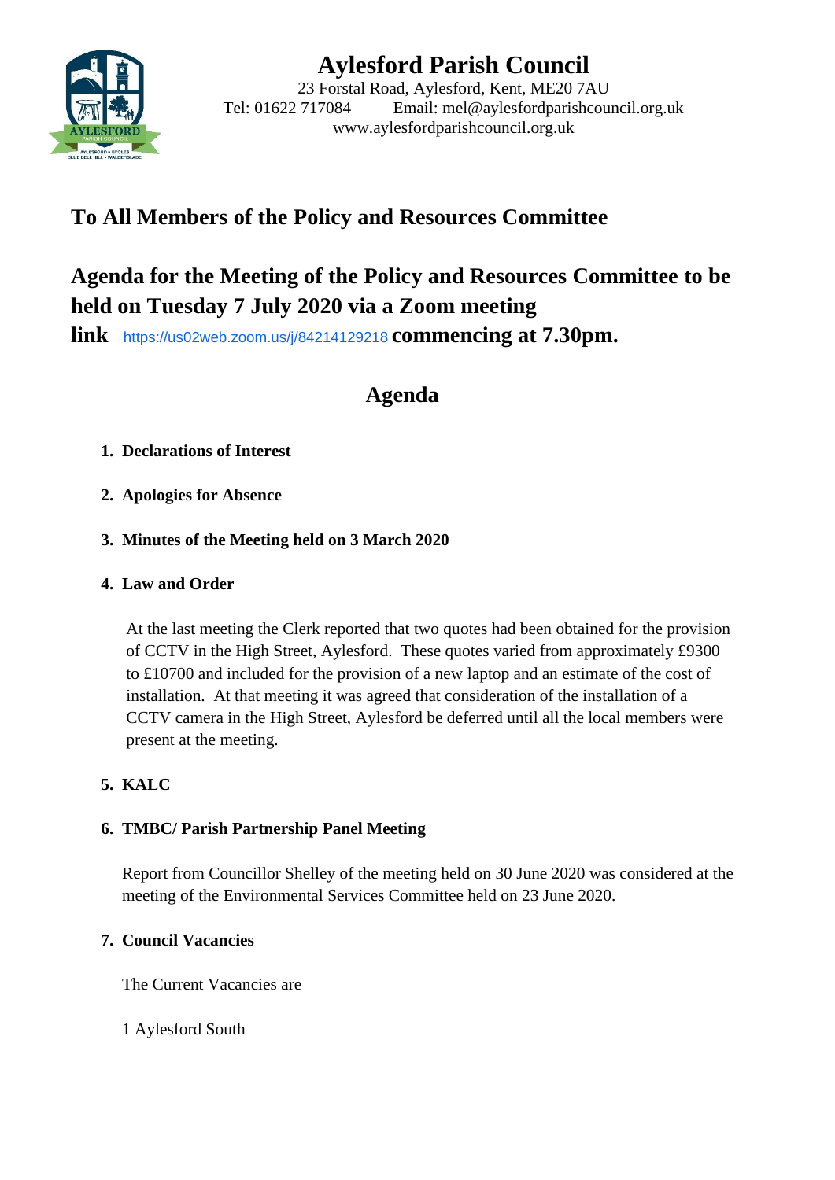# Aylesford Parish Council

23 Forstal Road, Aylesford, Kent, ME20 7AU
Tel: 01622 717084 Email: mel@aylesfordparishcouncil.org.uk
www.aylesfordparishcouncil.org.uk

## To All Members of the Policy and Resources Committee

## Agenda for the Meeting of the Policy and Resources Committee to be held on Tuesday 7 July 2020 via a Zoom meeting link https://us02web.zoom.us/j/84214129218 commencing at 7.30pm.

## Agenda

1. **Declarations of Interest**

2. **Apologies for Absence**

3. **Minutes of the Meeting held on 3 March 2020**

4. **Law and Order**

   At the last meeting the Clerk reported that two quotes had been obtained for the provision of CCTV in the High Street, Aylesford. These quotes varied from approximately £9300 to £10700 and included for the provision of a new laptop and an estimate of the cost of installation. At that meeting it was agreed that consideration of the installation of a CCTV camera in the High Street, Aylesford be deferred until all the local members were present at the meeting.

5. **KALC**

6. **TMBC/ Parish Partnership Panel Meeting**

   Report from Councillor Shelley of the meeting held on 30 June 2020 was considered at the meeting of the Environmental Services Committee held on 23 June 2020.

7. **Council Vacancies**

   The Current Vacancies are

   1 Aylesford South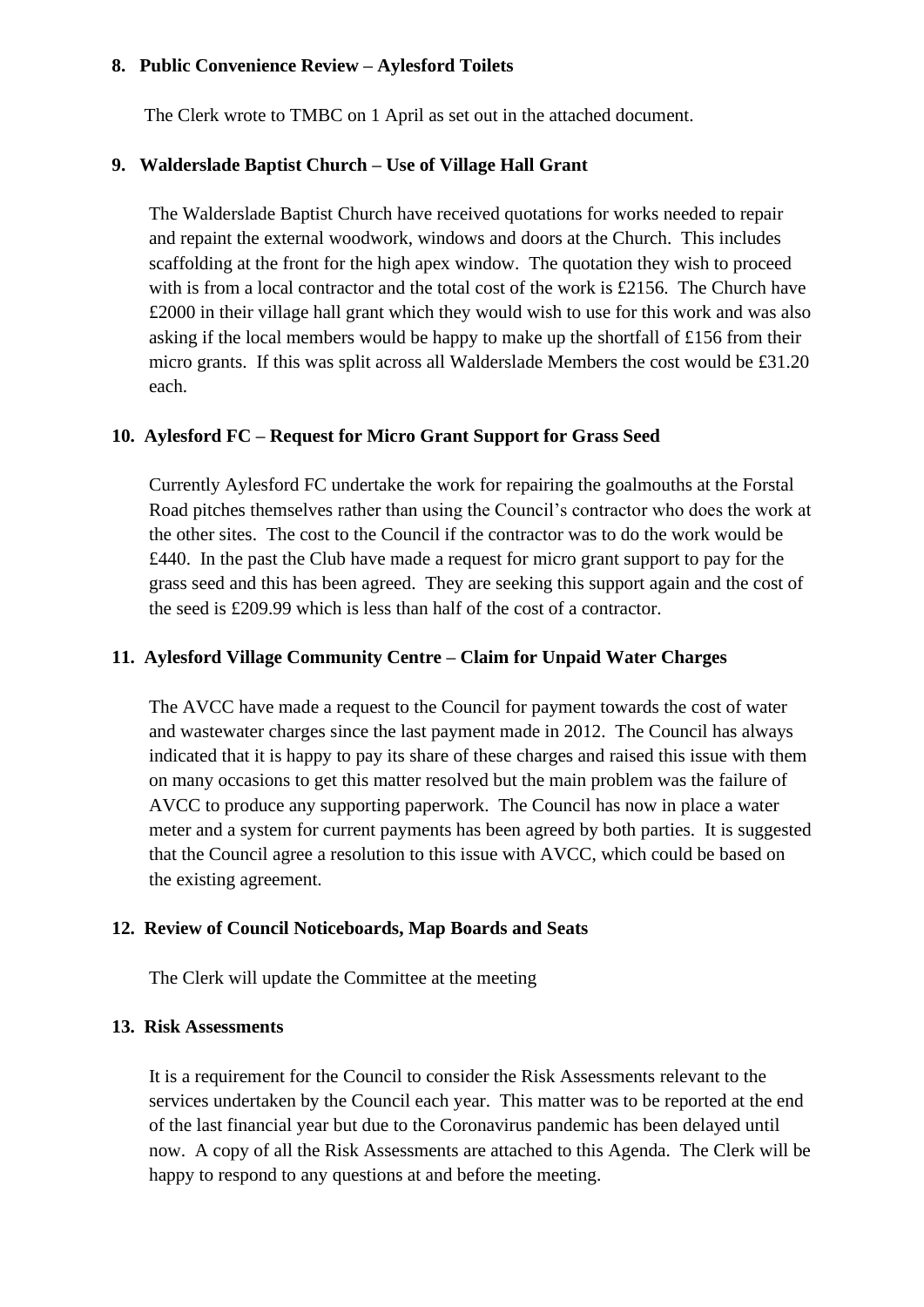### 8. Public Convenience Review – Aylesford Toilets

The Clerk wrote to TMBC on 1 April as set out in the attached document.

### 9. Walderslade Baptist Church – Use of Village Hall Grant

The Walderslade Baptist Church have received quotations for works needed to repair and repaint the external woodwork, windows and doors at the Church. This includes scaffolding at the front for the high apex window. The quotation they wish to proceed with is from a local contractor and the total cost of the work is £2156. The Church have £2000 in their village hall grant which they would wish to use for this work and was also asking if the local members would be happy to make up the shortfall of £156 from their micro grants. If this was split across all Walderslade Members the cost would be £31.20 each.

### 10. Aylesford FC – Request for Micro Grant Support for Grass Seed

Currently Aylesford FC undertake the work for repairing the goalmouths at the Forstal Road pitches themselves rather than using the Council's contractor who does the work at the other sites. The cost to the Council if the contractor was to do the work would be £440. In the past the Club have made a request for micro grant support to pay for the grass seed and this has been agreed. They are seeking this support again and the cost of the seed is £209.99 which is less than half of the cost of a contractor.

### 11. Aylesford Village Community Centre – Claim for Unpaid Water Charges

The AVCC have made a request to the Council for payment towards the cost of water and wastewater charges since the last payment made in 2012. The Council has always indicated that it is happy to pay its share of these charges and raised this issue with them on many occasions to get this matter resolved but the main problem was the failure of AVCC to produce any supporting paperwork. The Council has now in place a water meter and a system for current payments has been agreed by both parties. It is suggested that the Council agree a resolution to this issue with AVCC, which could be based on the existing agreement.

### 12. Review of Council Noticeboards, Map Boards and Seats

The Clerk will update the Committee at the meeting

### 13. Risk Assessments

It is a requirement for the Council to consider the Risk Assessments relevant to the services undertaken by the Council each year. This matter was to be reported at the end of the last financial year but due to the Coronavirus pandemic has been delayed until now. A copy of all the Risk Assessments are attached to this Agenda. The Clerk will be happy to respond to any questions at and before the meeting.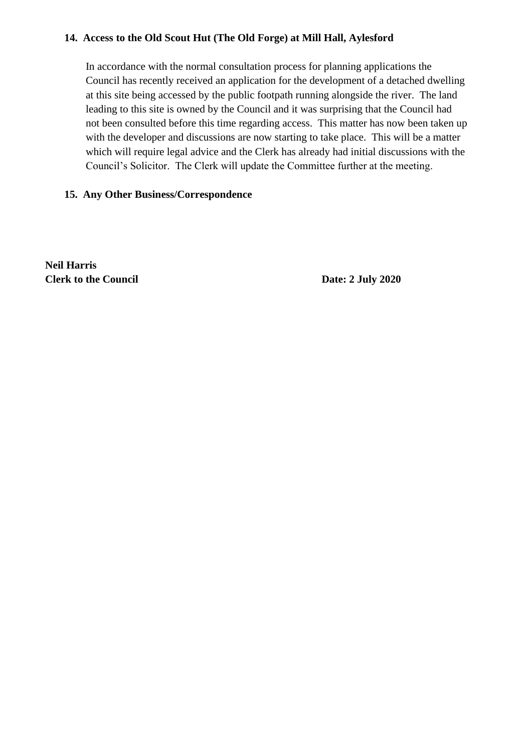**14. Access to the Old Scout Hut (The Old Forge) at Mill Hall, Aylesford**

In accordance with the normal consultation process for planning applications the Council has recently received an application for the development of a detached dwelling at this site being accessed by the public footpath running alongside the river. The land leading to this site is owned by the Council and it was surprising that the Council had not been consulted before this time regarding access. This matter has now been taken up with the developer and discussions are now starting to take place. This will be a matter which will require legal advice and the Clerk has already had initial discussions with the Council's Solicitor. The Clerk will update the Committee further at the meeting.

**15. Any Other Business/Correspondence**

**Neil Harris**
**Clerk to the Council** **Date: 2 July 2020**